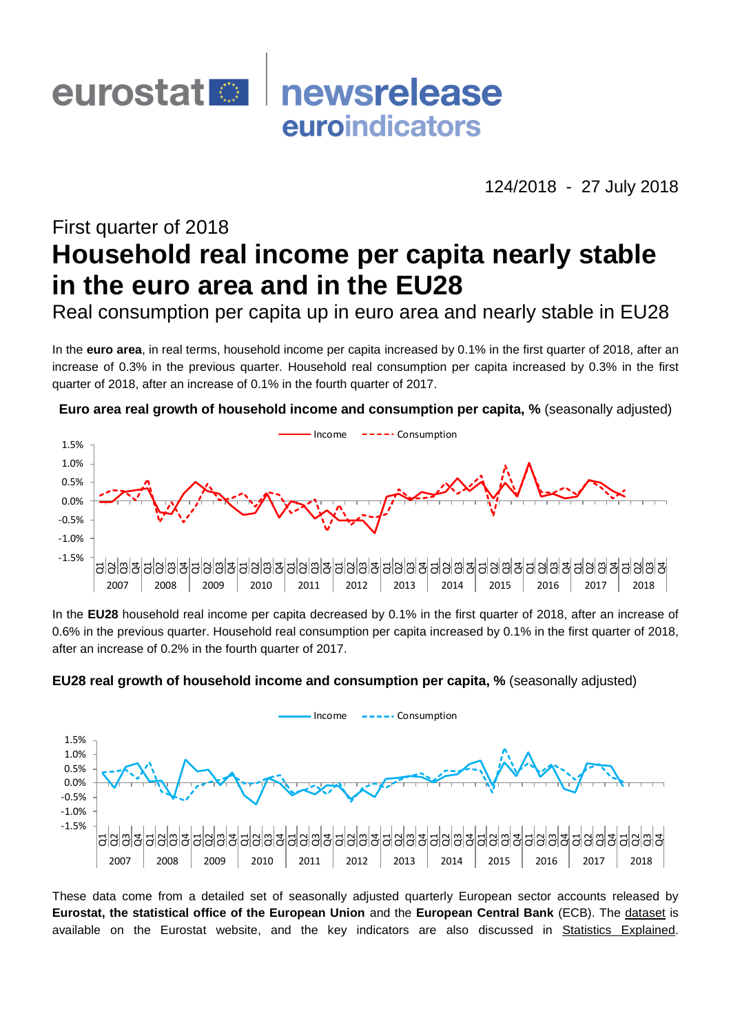eurostat newsrelease euroindicators

124/2018 - 27 July 2018

First quarter of 2018

# Household real income per capita nearly stable in the euro area and in the EU28

## Real consumption per capita up in euro area and nearly stable in EU28

In the **euro area**, in real terms, household income per capita increased by 0.1% in the first quarter of 2018, after an increase of 0.3% in the previous quarter. Household real consumption per capita increased by 0.3% in the first quarter of 2018, after an increase of 0.1% in the fourth quarter of 2017.

**Euro area real growth of household income and consumption per capita, %** (seasonally adjusted)

In the **EU28** household real income per capita decreased by 0.1% in the first quarter of 2018, after an increase of 0.6% in the previous quarter. Household real consumption per capita increased by 0.1% in the first quarter of 2018, after an increase of 0.2% in the fourth quarter of 2017.

**EU28 real growth of household income and consumption per capita, %** (seasonally adjusted)

These data come from a detailed set of seasonally adjusted quarterly European sector accounts released by **Eurostat, the statistical office of the European Union** and the **European Central Bank** (ECB). The dataset is available on the Eurostat website, and the key indicators are also discussed in Statistics Explained.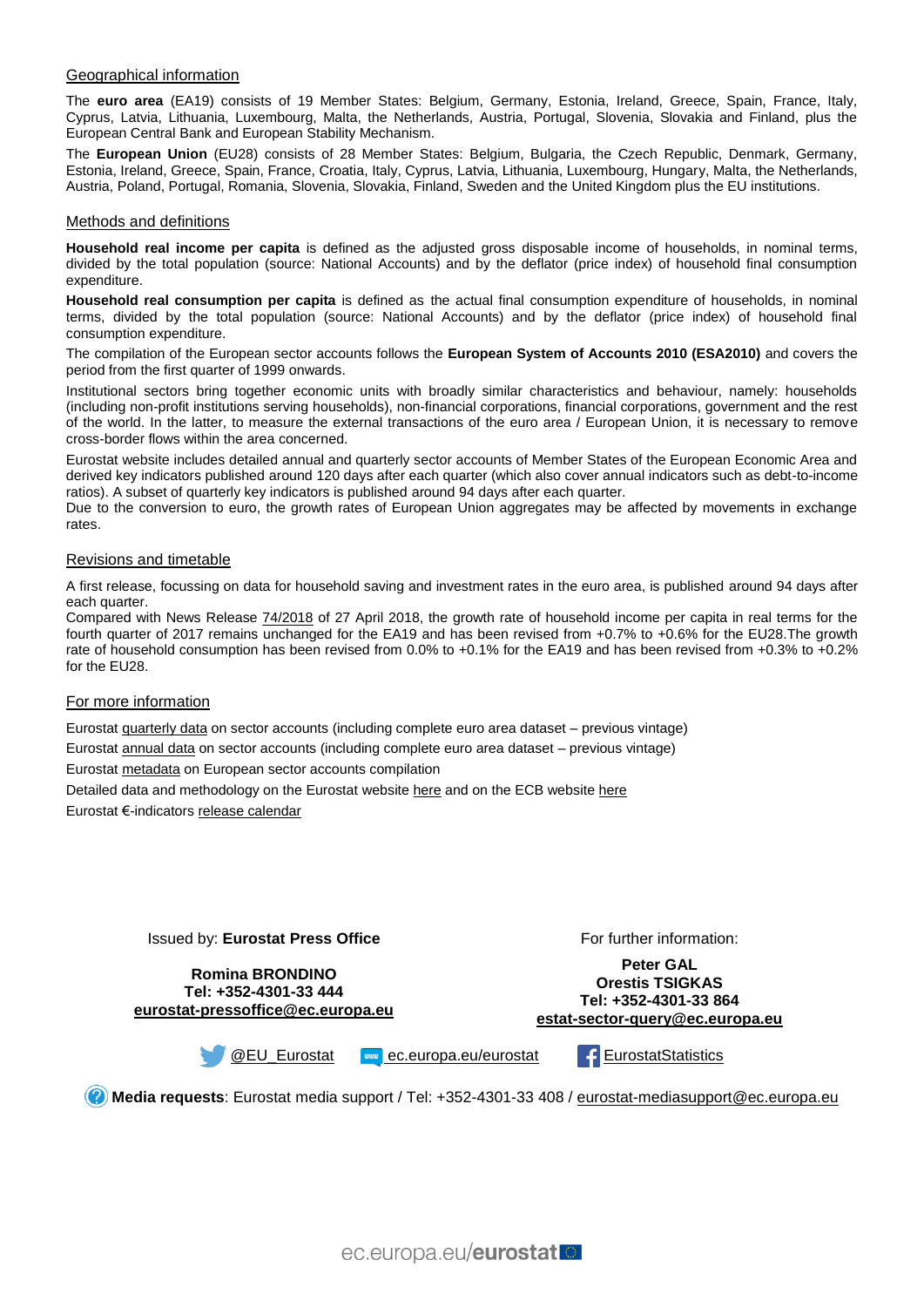## Geographical information

The **euro area** (EA19) consists of 19 Member States: Belgium, Germany, Estonia, Ireland, Greece, Spain, France, Italy, Cyprus, Latvia, Lithuania, Luxembourg, Malta, the Netherlands, Austria, Portugal, Slovenia, Slovakia and Finland, plus the European Central Bank and European Stability Mechanism.

The **European Union** (EU28) consists of 28 Member States: Belgium, Bulgaria, the Czech Republic, Denmark, Germany, Estonia, Ireland, Greece, Spain, France, Croatia, Italy, Cyprus, Latvia, Lithuania, Luxembourg, Hungary, Malta, the Netherlands, Austria, Poland, Portugal, Romania, Slovenia, Slovakia, Finland, Sweden and the United Kingdom plus the EU institutions.

## Methods and definitions

**Household real income per capita** is defined as the adjusted gross disposable income of households, in nominal terms, divided by the total population (source: National Accounts) and by the deflator (price index) of household final consumption expenditure.

**Household real consumption per capita** is defined as the actual final consumption expenditure of households, in nominal terms, divided by the total population (source: National Accounts) and by the deflator (price index) of household final consumption expenditure.

The compilation of the European sector accounts follows the **European System of Accounts 2010 (ESA2010)** and covers the period from the first quarter of 1999 onwards.

Institutional sectors bring together economic units with broadly similar characteristics and behaviour, namely: households (including non-profit institutions serving households), non-financial corporations, financial corporations, government and the rest of the world. In the latter, to measure the external transactions of the euro area / European Union, it is necessary to remove cross-border flows within the area concerned.

Eurostat website includes detailed annual and quarterly sector accounts of Member States of the European Economic Area and derived key indicators published around 120 days after each quarter (which also cover annual indicators such as debt-to-income ratios). A subset of quarterly key indicators is published around 94 days after each quarter.
Due to the conversion to euro, the growth rates of European Union aggregates may be affected by movements in exchange rates.

## Revisions and timetable

A first release, focussing on data for household saving and investment rates in the euro area, is published around 94 days after each quarter.
Compared with News Release 74/2018 of 27 April 2018, the growth rate of household income per capita in real terms for the fourth quarter of 2017 remains unchanged for the EA19 and has been revised from +0.7% to +0.6% for the EU28.The growth rate of household consumption has been revised from 0.0% to +0.1% for the EA19 and has been revised from +0.3% to +0.2% for the EU28.

## For more information

Eurostat quarterly data on sector accounts (including complete euro area dataset – previous vintage)

Eurostat annual data on sector accounts (including complete euro area dataset – previous vintage)

Eurostat metadata on European sector accounts compilation

Detailed data and methodology on the Eurostat website here and on the ECB website here

Eurostat €-indicators release calendar

Issued by: **Eurostat Press Office**

**Romina BRONDINO**
**Tel: +352-4301-33 444**
**eurostat-pressoffice@ec.europa.eu**

For further information:

**Peter GAL**
**Orestis TSIGKAS**
**Tel: +352-4301-33 864**
**estat-sector-query@ec.europa.eu**

@EU_Eurostat ec.europa.eu/eurostat EurostatStatistics

**Media requests**: Eurostat media support / Tel: +352-4301-33 408 / eurostat-mediasupport@ec.europa.eu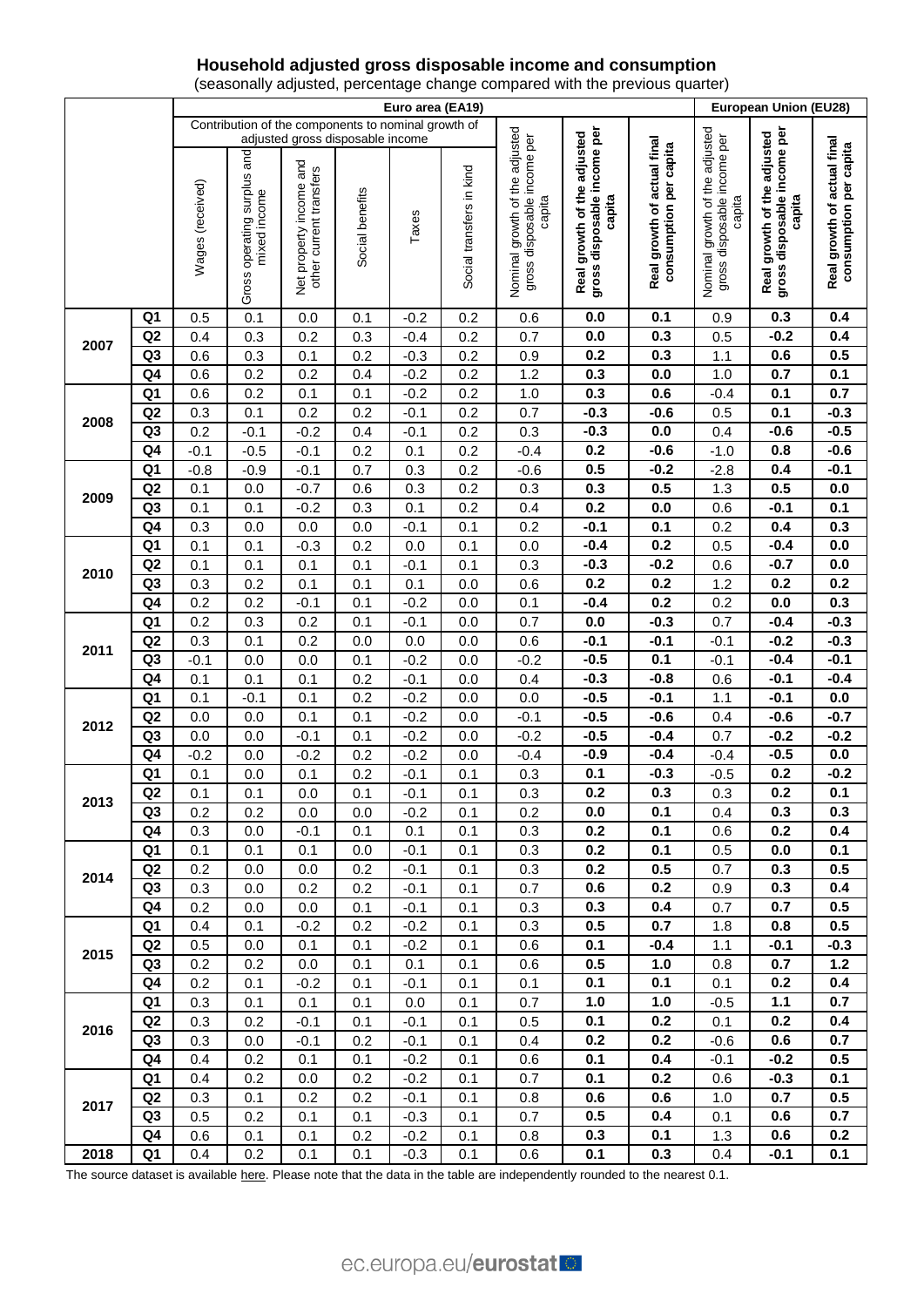# Household adjusted gross disposable income and consumption

(seasonally adjusted, percentage change compared with the previous quarter)

| | | Euro area (EA19) | | | | | | | | | European Union (EU28) | | |
|---|---|---|---|---|---|---|---|---|---|---|---|---|---|
| | | Contribution of the components to nominal growth of adjusted gross disposable income | | | | | | | | | | | |
| | | Wages (received) | Gross operating surplus and mixed income | Net property income and other current transfers | Social benefits | Taxes | Social transfers in kind | Nominal growth of the adjusted gross disposable income per capita | **Real growth of the adjusted gross disposable income per capita** | **Real growth of actual final consumption per capita** | Nominal growth of the adjusted gross disposable income per capita | **Real growth of the adjusted gross disposable income per capita** | **Real growth of actual final consumption per capita** |
| **2007** | **Q1** | 0.5 | 0.1 | 0.0 | 0.1 | -0.2 | 0.2 | 0.6 | **0.0** | **0.1** | 0.9 | **0.3** | **0.4** |
| | **Q2** | 0.4 | 0.3 | 0.2 | 0.3 | -0.4 | 0.2 | 0.7 | **0.0** | **0.3** | 0.5 | **-0.2** | **0.4** |
| | **Q3** | 0.6 | 0.3 | 0.1 | 0.2 | -0.3 | 0.2 | 0.9 | **0.2** | **0.3** | 1.1 | **0.6** | **0.5** |
| | **Q4** | 0.6 | 0.2 | 0.2 | 0.4 | -0.2 | 0.2 | 1.2 | **0.3** | **0.0** | 1.0 | **0.7** | **0.1** |
| **2008** | **Q1** | 0.6 | 0.2 | 0.1 | 0.1 | -0.2 | 0.2 | 1.0 | **0.3** | **0.6** | -0.4 | **0.1** | **0.7** |
| | **Q2** | 0.3 | 0.1 | 0.2 | 0.2 | -0.1 | 0.2 | 0.7 | **-0.3** | **-0.6** | 0.5 | **0.1** | **-0.3** |
| | **Q3** | 0.2 | -0.1 | -0.2 | 0.4 | -0.1 | 0.2 | 0.3 | **-0.3** | **0.0** | 0.4 | **-0.6** | **-0.5** |
| | **Q4** | -0.1 | -0.5 | -0.1 | 0.2 | 0.1 | 0.2 | -0.4 | **0.2** | **-0.6** | -1.0 | **0.8** | **-0.6** |
| **2009** | **Q1** | -0.8 | -0.9 | -0.1 | 0.7 | 0.3 | 0.2 | -0.6 | **0.5** | **-0.2** | -2.8 | **0.4** | **-0.1** |
| | **Q2** | 0.1 | 0.0 | -0.7 | 0.6 | 0.3 | 0.2 | 0.3 | **0.3** | **0.5** | 1.3 | **0.5** | **0.0** |
| | **Q3** | 0.1 | 0.1 | -0.2 | 0.3 | 0.1 | 0.2 | 0.4 | **0.2** | **0.0** | 0.6 | **-0.1** | **0.1** |
| | **Q4** | 0.3 | 0.0 | 0.0 | 0.0 | -0.1 | 0.1 | 0.2 | **-0.1** | **0.1** | 0.2 | **0.4** | **0.3** |
| **2010** | **Q1** | 0.1 | 0.1 | -0.3 | 0.2 | 0.0 | 0.1 | 0.0 | **-0.4** | **0.2** | 0.5 | **-0.4** | **0.0** |
| | **Q2** | 0.1 | 0.1 | 0.1 | 0.1 | -0.1 | 0.1 | 0.3 | **-0.3** | **-0.2** | 0.6 | **-0.7** | **0.0** |
| | **Q3** | 0.3 | 0.2 | 0.1 | 0.1 | 0.1 | 0.0 | 0.6 | **0.2** | **0.2** | 1.2 | **0.2** | **0.2** |
| | **Q4** | 0.2 | 0.2 | -0.1 | 0.1 | -0.2 | 0.0 | 0.1 | **-0.4** | **0.2** | 0.2 | **0.0** | **0.3** |
| **2011** | **Q1** | 0.2 | 0.3 | 0.2 | 0.1 | -0.1 | 0.0 | 0.7 | **0.0** | **-0.3** | 0.7 | **-0.4** | **-0.3** |
| | **Q2** | 0.3 | 0.1 | 0.2 | 0.0 | 0.0 | 0.0 | 0.6 | **-0.1** | **-0.1** | -0.1 | **-0.2** | **-0.3** |
| | **Q3** | -0.1 | 0.0 | 0.0 | 0.1 | -0.2 | 0.0 | -0.2 | **-0.5** | **0.1** | -0.1 | **-0.4** | **-0.1** |
| | **Q4** | 0.1 | 0.1 | 0.1 | 0.2 | -0.1 | 0.0 | 0.4 | **-0.3** | **-0.8** | 0.6 | **-0.1** | **-0.4** |
| **2012** | **Q1** | 0.1 | -0.1 | 0.1 | 0.2 | -0.2 | 0.0 | 0.0 | **-0.5** | **-0.1** | 1.1 | **-0.1** | **0.0** |
| | **Q2** | 0.0 | 0.0 | 0.1 | 0.1 | -0.2 | 0.0 | -0.1 | **-0.5** | **-0.6** | 0.4 | **-0.6** | **-0.7** |
| | **Q3** | 0.0 | 0.0 | -0.1 | 0.1 | -0.2 | 0.0 | -0.2 | **-0.5** | **-0.4** | 0.7 | **-0.2** | **-0.2** |
| | **Q4** | -0.2 | 0.0 | -0.2 | 0.2 | -0.2 | 0.0 | -0.4 | **-0.9** | **-0.4** | -0.4 | **-0.5** | **0.0** |
| **2013** | **Q1** | 0.1 | 0.0 | 0.1 | 0.2 | -0.1 | 0.1 | 0.3 | **0.1** | **-0.3** | -0.5 | **0.2** | **-0.2** |
| | **Q2** | 0.1 | 0.1 | 0.0 | 0.1 | -0.1 | 0.1 | 0.3 | **0.2** | **0.3** | 0.3 | **0.2** | **0.1** |
| | **Q3** | 0.2 | 0.2 | 0.0 | 0.0 | -0.2 | 0.1 | 0.2 | **0.0** | **0.1** | 0.4 | **0.3** | **0.3** |
| | **Q4** | 0.3 | 0.0 | -0.1 | 0.1 | 0.1 | 0.1 | 0.3 | **0.2** | **0.1** | 0.6 | **0.2** | **0.4** |
| **2014** | **Q1** | 0.1 | 0.1 | 0.1 | 0.0 | -0.1 | 0.1 | 0.3 | **0.2** | **0.1** | 0.5 | **0.0** | **0.1** |
| | **Q2** | 0.2 | 0.0 | 0.0 | 0.2 | -0.1 | 0.1 | 0.3 | **0.2** | **0.5** | 0.7 | **0.3** | **0.5** |
| | **Q3** | 0.3 | 0.0 | 0.2 | 0.2 | -0.1 | 0.1 | 0.7 | **0.6** | **0.2** | 0.9 | **0.3** | **0.4** |
| | **Q4** | 0.2 | 0.0 | 0.0 | 0.1 | -0.1 | 0.1 | 0.3 | **0.3** | **0.4** | 0.7 | **0.7** | **0.5** |
| **2015** | **Q1** | 0.4 | 0.1 | -0.2 | 0.2 | -0.2 | 0.1 | 0.3 | **0.5** | **0.7** | 1.8 | **0.8** | **0.5** |
| | **Q2** | 0.5 | 0.0 | 0.1 | 0.1 | -0.2 | 0.1 | 0.6 | **0.1** | **-0.4** | 1.1 | **-0.1** | **-0.3** |
| | **Q3** | 0.2 | 0.2 | 0.0 | 0.1 | 0.1 | 0.1 | 0.6 | **0.5** | **1.0** | 0.8 | **0.7** | **1.2** |
| | **Q4** | 0.2 | 0.1 | -0.2 | 0.1 | -0.1 | 0.1 | 0.1 | **0.1** | **0.1** | 0.1 | **0.2** | **0.4** |
| **2016** | **Q1** | 0.3 | 0.1 | 0.1 | 0.1 | 0.0 | 0.1 | 0.7 | **1.0** | **1.0** | -0.5 | **1.1** | **0.7** |
| | **Q2** | 0.3 | 0.2 | -0.1 | 0.1 | -0.1 | 0.1 | 0.5 | **0.1** | **0.2** | 0.1 | **0.2** | **0.4** |
| | **Q3** | 0.3 | 0.0 | -0.1 | 0.2 | -0.1 | 0.1 | 0.4 | **0.2** | **0.2** | -0.6 | **0.6** | **0.7** |
| | **Q4** | 0.4 | 0.2 | 0.1 | 0.1 | -0.2 | 0.1 | 0.6 | **0.1** | **0.4** | -0.1 | **-0.2** | **0.5** |
| **2017** | **Q1** | 0.4 | 0.2 | 0.0 | 0.2 | -0.2 | 0.1 | 0.7 | **0.1** | **0.2** | 0.6 | **-0.3** | **0.1** |
| | **Q2** | 0.3 | 0.1 | 0.2 | 0.2 | -0.1 | 0.1 | 0.8 | **0.6** | **0.6** | 1.0 | **0.7** | **0.5** |
| | **Q3** | 0.5 | 0.2 | 0.1 | 0.1 | -0.3 | 0.1 | 0.7 | **0.5** | **0.4** | 0.1 | **0.6** | **0.7** |
| | **Q4** | 0.6 | 0.1 | 0.1 | 0.2 | -0.2 | 0.1 | 0.8 | **0.3** | **0.1** | 1.3 | **0.6** | **0.2** |
| **2018** | **Q1** | 0.4 | 0.2 | 0.1 | 0.1 | -0.3 | 0.1 | 0.6 | **0.1** | **0.3** | 0.4 | **-0.1** | **0.1** |

The source dataset is available here. Please note that the data in the table are independently rounded to the nearest 0.1.

ec.europa.eu/**eurostat**